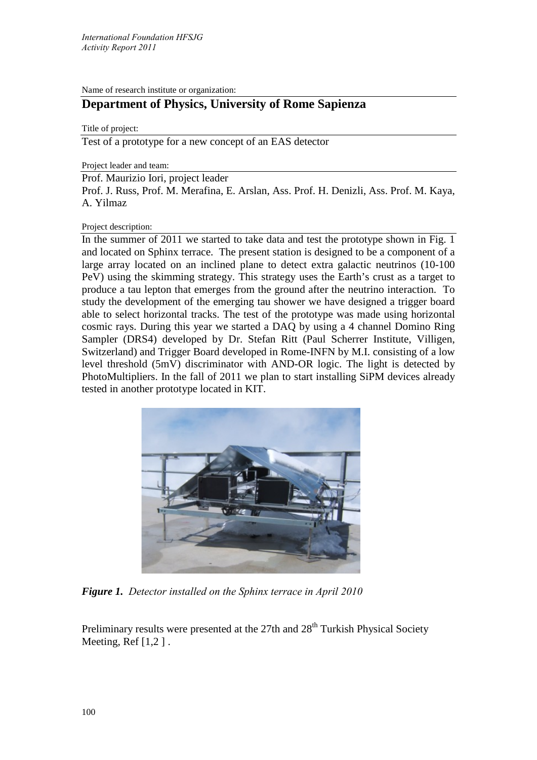Name of research institute or organization:

## Department of Physics, University of Rome Sapienza

Title of project:

Test of a prototype for a new concept of an EAS detector

Project leader and team:

Prof. Maurizio Iori, project leader
Prof. J. Russ, Prof. M. Merafina, E. Arslan, Ass. Prof. H. Denizli, Ass. Prof. M. Kaya, A. Yilmaz

Project description:

In the summer of 2011 we started to take data and test the prototype shown in Fig. 1 and located on Sphinx terrace. The present station is designed to be a component of a large array located on an inclined plane to detect extra galactic neutrinos (10-100 PeV) using the skimming strategy. This strategy uses the Earth's crust as a target to produce a tau lepton that emerges from the ground after the neutrino interaction. To study the development of the emerging tau shower we have designed a trigger board able to select horizontal tracks. The test of the prototype was made using horizontal cosmic rays. During this year we started a DAQ by using a 4 channel Domino Ring Sampler (DRS4) developed by Dr. Stefan Ritt (Paul Scherrer Institute, Villigen, Switzerland) and Trigger Board developed in Rome-INFN by M.I. consisting of a low level threshold (5mV) discriminator with AND-OR logic. The light is detected by PhotoMultipliers. In the fall of 2011 we plan to start installing SiPM devices already tested in another prototype located in KIT.

***Figure 1.*** *Detector installed on the Sphinx terrace in April 2010*

Preliminary results were presented at the 27th and 28th Turkish Physical Society Meeting, Ref [1,2 ] .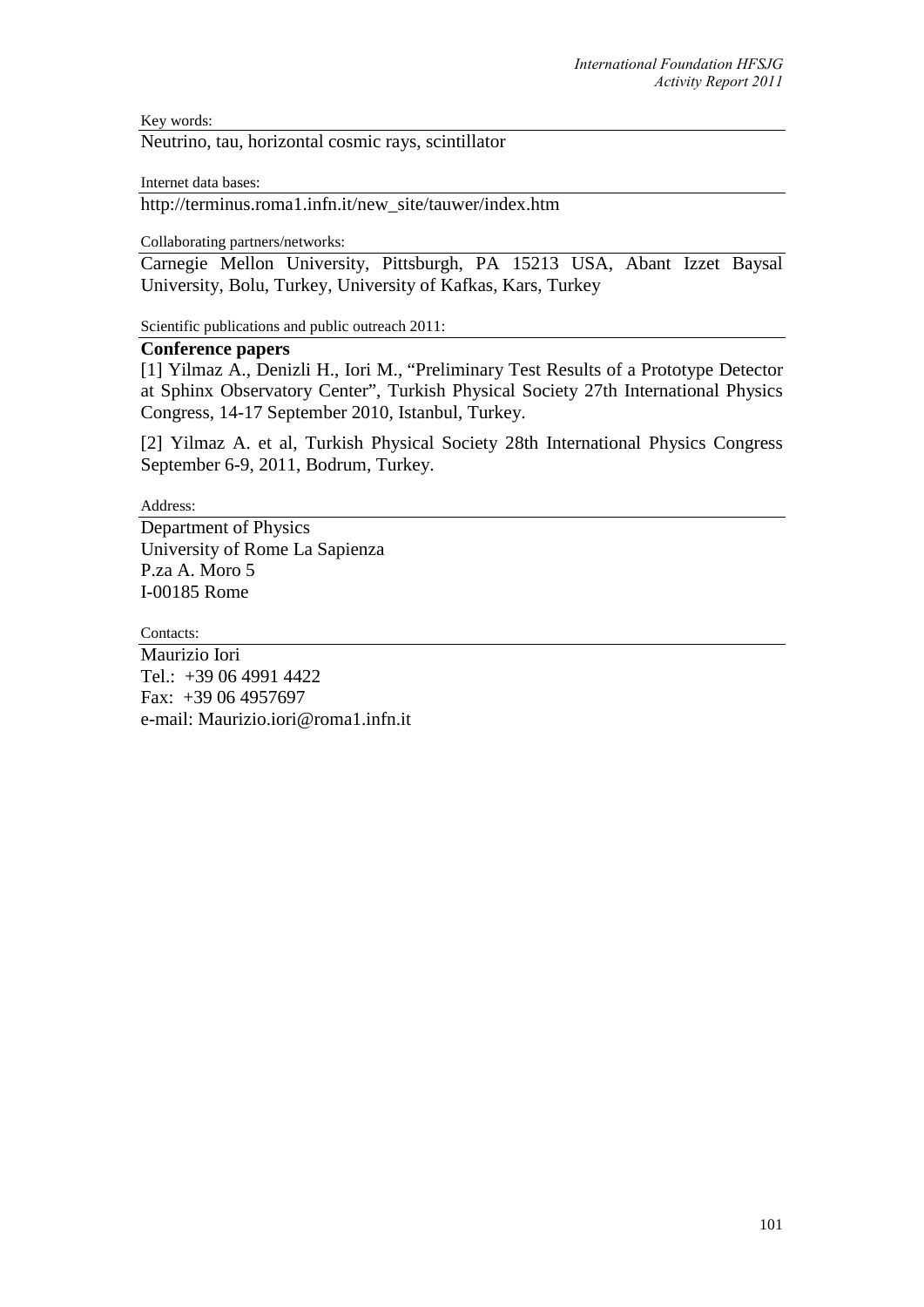Key words:

Neutrino, tau, horizontal cosmic rays, scintillator

Internet data bases:

http://terminus.roma1.infn.it/new_site/tauwer/index.htm

Collaborating partners/networks:

Carnegie Mellon University, Pittsburgh, PA 15213 USA, Abant Izzet Baysal University, Bolu, Turkey, University of Kafkas, Kars, Turkey

Scientific publications and public outreach 2011:

**Conference papers**

[1] Yilmaz A., Denizli H., Iori M., "Preliminary Test Results of a Prototype Detector at Sphinx Observatory Center", Turkish Physical Society 27th International Physics Congress, 14-17 September 2010, Istanbul, Turkey.

[2] Yilmaz A. et al, Turkish Physical Society 28th International Physics Congress September 6-9, 2011, Bodrum, Turkey.

Address:

Department of Physics
University of Rome La Sapienza
P.za A. Moro 5
I-00185 Rome

Contacts:

Maurizio Iori
Tel.: +39 06 4991 4422
Fax: +39 06 4957697
e-mail: Maurizio.iori@roma1.infn.it